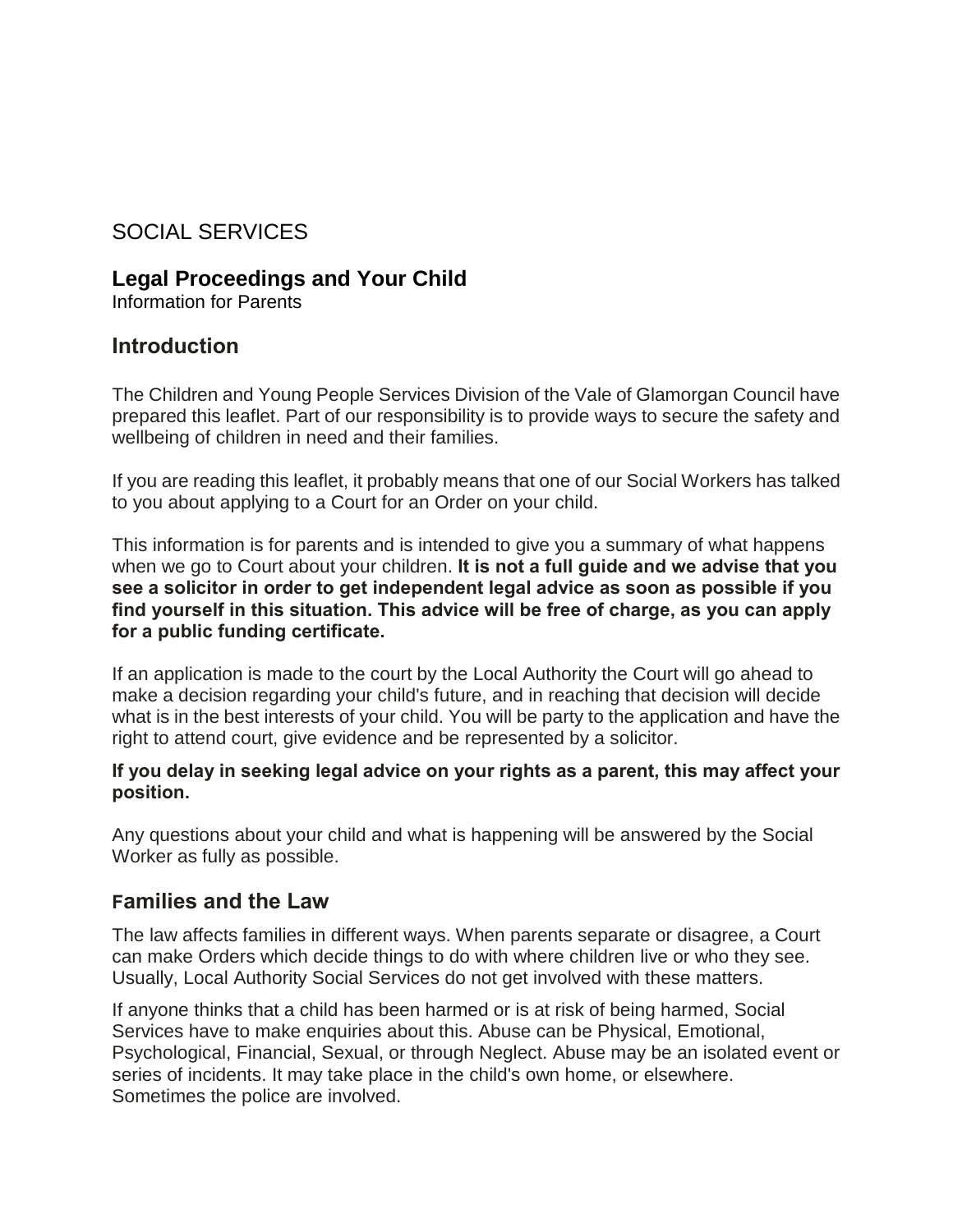SOCIAL SERVICES

## Legal Proceedings and Your Child

Information for Parents

## Introduction

The Children and Young People Services Division of the Vale of Glamorgan Council have prepared this leaflet. Part of our responsibility is to provide ways to secure the safety and wellbeing of children in need and their families.

If you are reading this leaflet, it probably means that one of our Social Workers has talked to you about applying to a Court for an Order on your child.

This information is for parents and is intended to give you a summary of what happens when we go to Court about your children. **It is not a full guide and we advise that you see a solicitor in order to get independent legal advice as soon as possible if you find yourself in this situation. This advice will be free of charge, as you can apply for a public funding certificate.**

If an application is made to the court by the Local Authority the Court will go ahead to make a decision regarding your child's future, and in reaching that decision will decide what is in the best interests of your child. You will be party to the application and have the right to attend court, give evidence and be represented by a solicitor.

**If you delay in seeking legal advice on your rights as a parent, this may affect your position.**

Any questions about your child and what is happening will be answered by the Social Worker as fully as possible.

## Families and the Law

The law affects families in different ways. When parents separate or disagree, a Court can make Orders which decide things to do with where children live or who they see. Usually, Local Authority Social Services do not get involved with these matters.

If anyone thinks that a child has been harmed or is at risk of being harmed, Social Services have to make enquiries about this. Abuse can be Physical, Emotional, Psychological, Financial, Sexual, or through Neglect. Abuse may be an isolated event or series of incidents. It may take place in the child's own home, or elsewhere. Sometimes the police are involved.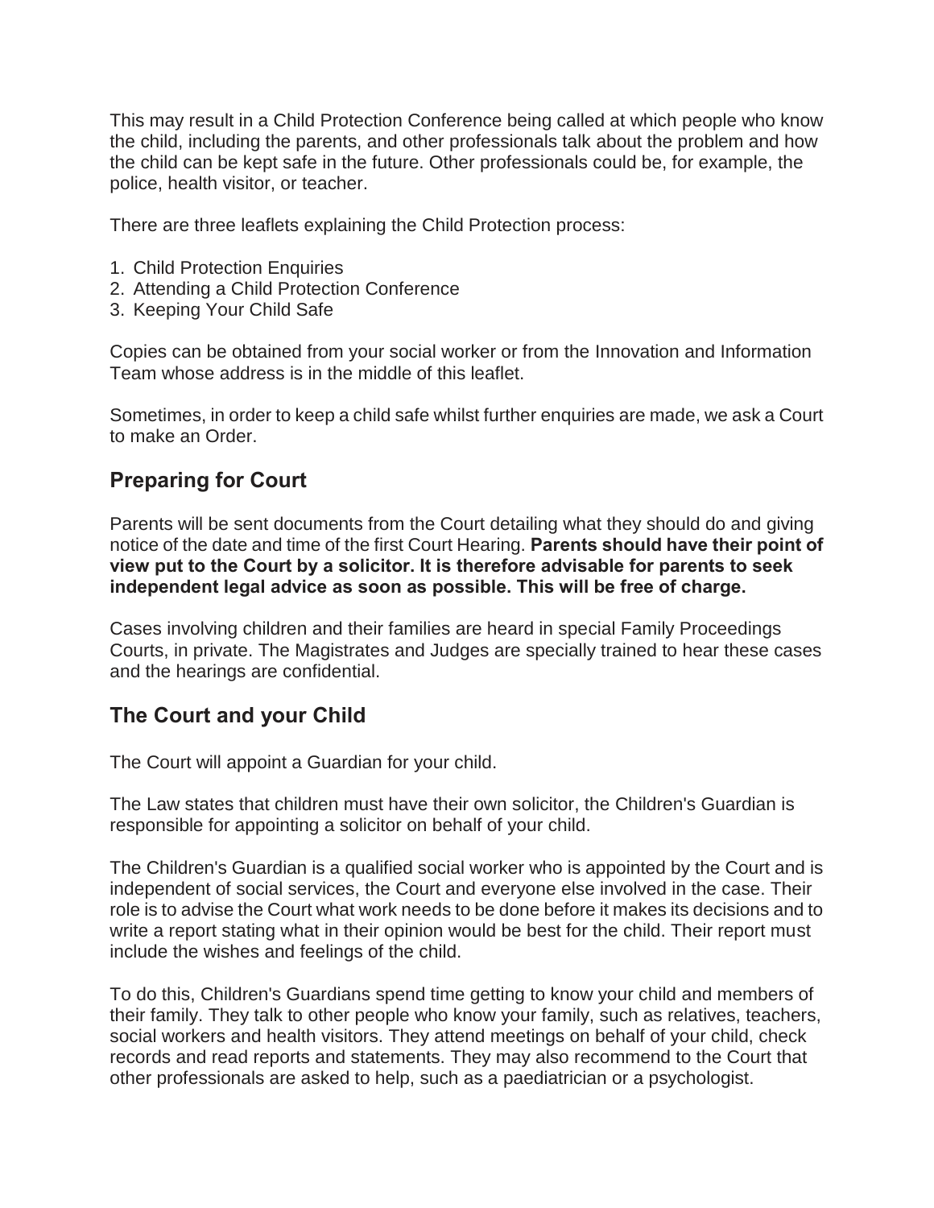This may result in a Child Protection Conference being called at which people who know the child, including the parents, and other professionals talk about the problem and how the child can be kept safe in the future. Other professionals could be, for example, the police, health visitor, or teacher.

There are three leaflets explaining the Child Protection process:

1. Child Protection Enquiries
2. Attending a Child Protection Conference
3. Keeping Your Child Safe

Copies can be obtained from your social worker or from the Innovation and Information Team whose address is in the middle of this leaflet.

Sometimes, in order to keep a child safe whilst further enquiries are made, we ask a Court to make an Order.

## Preparing for Court

Parents will be sent documents from the Court detailing what they should do and giving notice of the date and time of the first Court Hearing. **Parents should have their point of view put to the Court by a solicitor. It is therefore advisable for parents to seek independent legal advice as soon as possible. This will be free of charge.**

Cases involving children and their families are heard in special Family Proceedings Courts, in private. The Magistrates and Judges are specially trained to hear these cases and the hearings are confidential.

## The Court and your Child

The Court will appoint a Guardian for your child.

The Law states that children must have their own solicitor, the Children's Guardian is responsible for appointing a solicitor on behalf of your child.

The Children's Guardian is a qualified social worker who is appointed by the Court and is independent of social services, the Court and everyone else involved in the case. Their role is to advise the Court what work needs to be done before it makes its decisions and to write a report stating what in their opinion would be best for the child. Their report must include the wishes and feelings of the child.

To do this, Children's Guardians spend time getting to know your child and members of their family. They talk to other people who know your family, such as relatives, teachers, social workers and health visitors. They attend meetings on behalf of your child, check records and read reports and statements. They may also recommend to the Court that other professionals are asked to help, such as a paediatrician or a psychologist.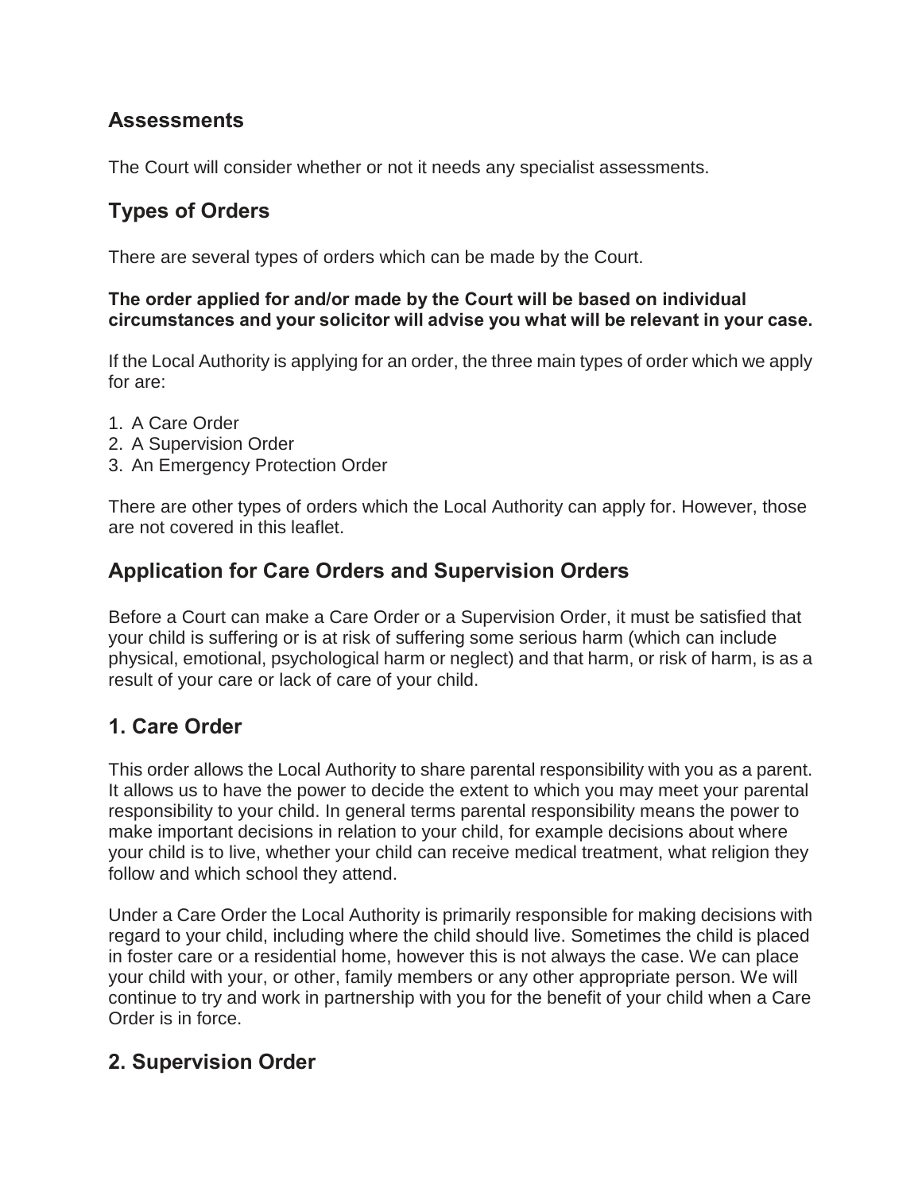## Assessments

The Court will consider whether or not it needs any specialist assessments.

## Types of Orders

There are several types of orders which can be made by the Court.

**The order applied for and/or made by the Court will be based on individual circumstances and your solicitor will advise you what will be relevant in your case.**

If the Local Authority is applying for an order, the three main types of order which we apply for are:

1. A Care Order
2. A Supervision Order
3. An Emergency Protection Order

There are other types of orders which the Local Authority can apply for. However, those are not covered in this leaflet.

## Application for Care Orders and Supervision Orders

Before a Court can make a Care Order or a Supervision Order, it must be satisfied that your child is suffering or is at risk of suffering some serious harm (which can include physical, emotional, psychological harm or neglect) and that harm, or risk of harm, is as a result of your care or lack of care of your child.

## 1. Care Order

This order allows the Local Authority to share parental responsibility with you as a parent. It allows us to have the power to decide the extent to which you may meet your parental responsibility to your child. In general terms parental responsibility means the power to make important decisions in relation to your child, for example decisions about where your child is to live, whether your child can receive medical treatment, what religion they follow and which school they attend.

Under a Care Order the Local Authority is primarily responsible for making decisions with regard to your child, including where the child should live. Sometimes the child is placed in foster care or a residential home, however this is not always the case. We can place your child with your, or other, family members or any other appropriate person. We will continue to try and work in partnership with you for the benefit of your child when a Care Order is in force.

## 2. Supervision Order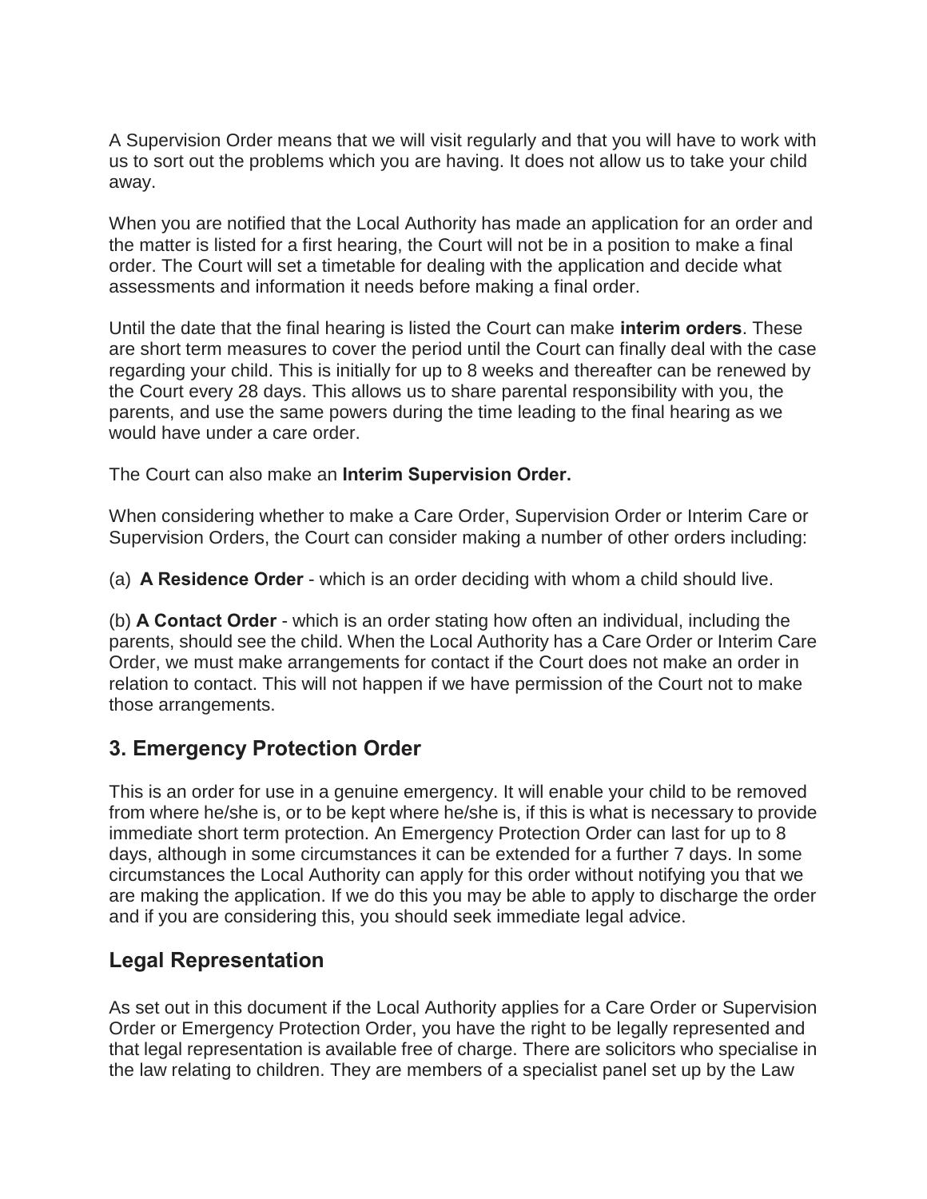A Supervision Order means that we will visit regularly and that you will have to work with us to sort out the problems which you are having. It does not allow us to take your child away.

When you are notified that the Local Authority has made an application for an order and the matter is listed for a first hearing, the Court will not be in a position to make a final order. The Court will set a timetable for dealing with the application and decide what assessments and information it needs before making a final order.

Until the date that the final hearing is listed the Court can make **interim orders**. These are short term measures to cover the period until the Court can finally deal with the case regarding your child. This is initially for up to 8 weeks and thereafter can be renewed by the Court every 28 days. This allows us to share parental responsibility with you, the parents, and use the same powers during the time leading to the final hearing as we would have under a care order.

The Court can also make an **Interim Supervision Order.**

When considering whether to make a Care Order, Supervision Order or Interim Care or Supervision Orders, the Court can consider making a number of other orders including:

(a) **A Residence Order** - which is an order deciding with whom a child should live.

(b) **A Contact Order** - which is an order stating how often an individual, including the parents, should see the child. When the Local Authority has a Care Order or Interim Care Order, we must make arrangements for contact if the Court does not make an order in relation to contact. This will not happen if we have permission of the Court not to make those arrangements.

## 3. Emergency Protection Order

This is an order for use in a genuine emergency. It will enable your child to be removed from where he/she is, or to be kept where he/she is, if this is what is necessary to provide immediate short term protection. An Emergency Protection Order can last for up to 8 days, although in some circumstances it can be extended for a further 7 days. In some circumstances the Local Authority can apply for this order without notifying you that we are making the application. If we do this you may be able to apply to discharge the order and if you are considering this, you should seek immediate legal advice.

## Legal Representation

As set out in this document if the Local Authority applies for a Care Order or Supervision Order or Emergency Protection Order, you have the right to be legally represented and that legal representation is available free of charge. There are solicitors who specialise in the law relating to children. They are members of a specialist panel set up by the Law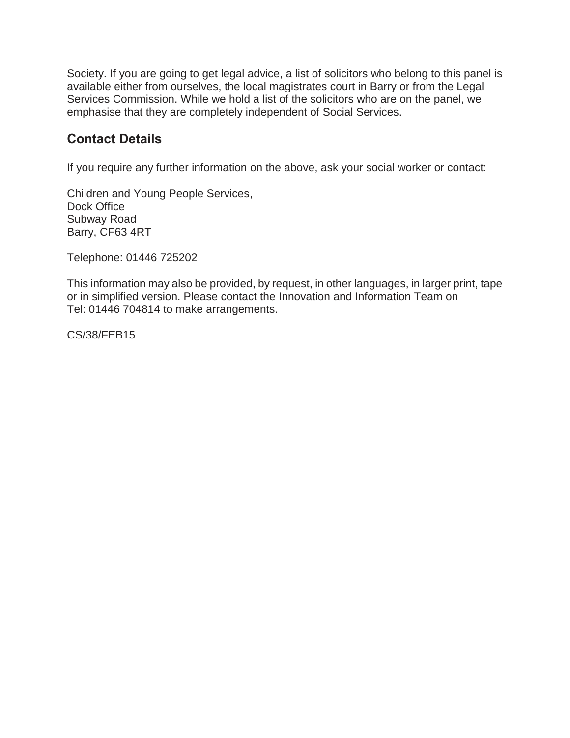Society. If you are going to get legal advice, a list of solicitors who belong to this panel is available either from ourselves, the local magistrates court in Barry or from the Legal Services Commission. While we hold a list of the solicitors who are on the panel, we emphasise that they are completely independent of Social Services.

## Contact Details

If you require any further information on the above, ask your social worker or contact:

Children and Young People Services,
Dock Office
Subway Road
Barry, CF63 4RT

Telephone: 01446 725202

This information may also be provided, by request, in other languages, in larger print, tape or in simplified version. Please contact the Innovation and Information Team on Tel: 01446 704814 to make arrangements.

CS/38/FEB15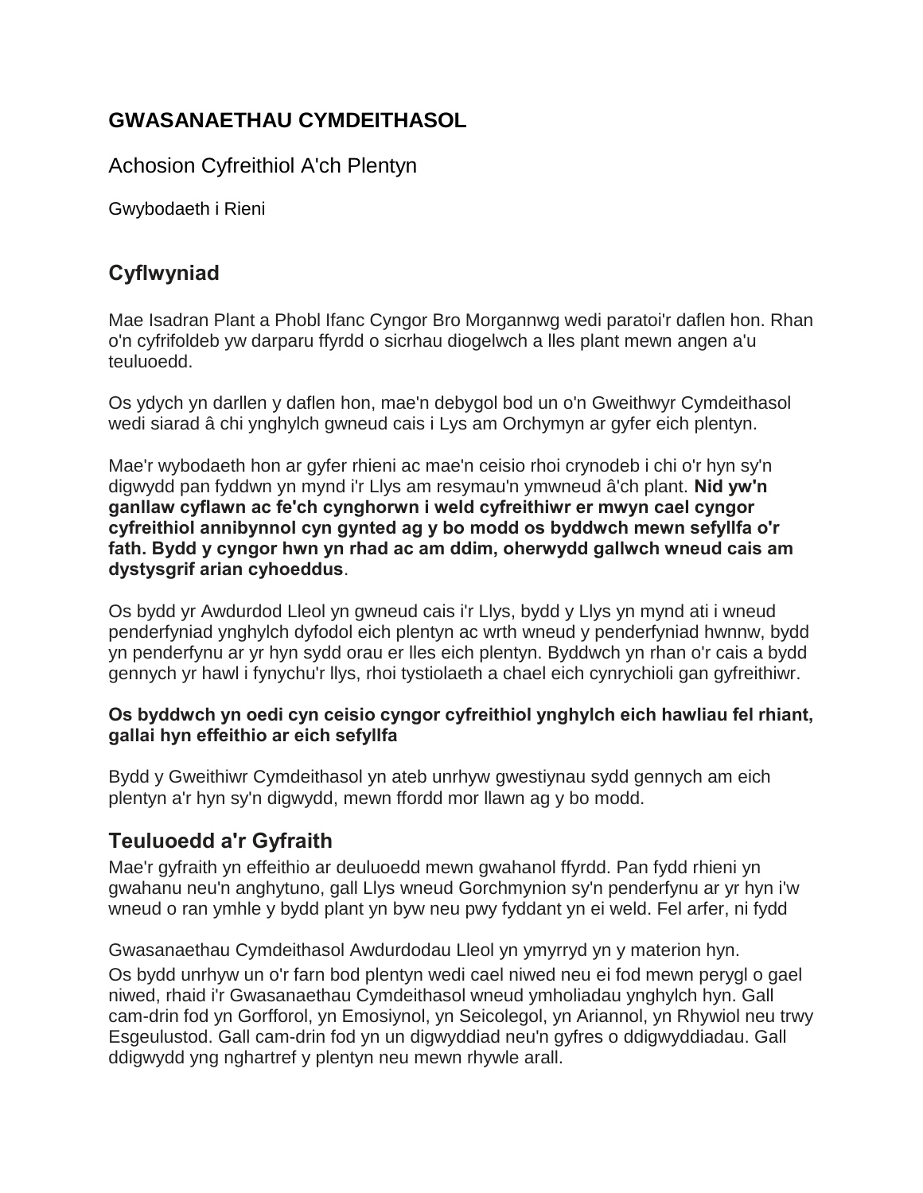# GWASANAETHAU CYMDEITHASOL

Achosion Cyfreithiol A'ch Plentyn

Gwybodaeth i Rieni

## Cyflwyniad

Mae Isadran Plant a Phobl Ifanc Cyngor Bro Morgannwg wedi paratoi'r daflen hon. Rhan o'n cyfrifoldeb yw darparu ffyrdd o sicrhau diogelwch a lles plant mewn angen a'u teuluoedd.

Os ydych yn darllen y daflen hon, mae'n debygol bod un o'n Gweithwyr Cymdeithasol wedi siarad â chi ynghylch gwneud cais i Lys am Orchymyn ar gyfer eich plentyn.

Mae'r wybodaeth hon ar gyfer rhieni ac mae'n ceisio rhoi crynodeb i chi o'r hyn sy'n digwydd pan fyddwn yn mynd i'r Llys am resymau'n ymwneud â'ch plant. **Nid yw'n ganllaw cyflawn ac fe'ch cynghorwn i weld cyfreithiwr er mwyn cael cyngor cyfreithiol annibynnol cyn gynted ag y bo modd os byddwch mewn sefyllfa o'r fath. Bydd y cyngor hwn yn rhad ac am ddim, oherwydd gallwch wneud cais am dystysgrif arian cyhoeddus**.

Os bydd yr Awdurdod Lleol yn gwneud cais i'r Llys, bydd y Llys yn mynd ati i wneud penderfyniad ynghylch dyfodol eich plentyn ac wrth wneud y penderfyniad hwnnw, bydd yn penderfynu ar yr hyn sydd orau er lles eich plentyn. Byddwch yn rhan o'r cais a bydd gennych yr hawl i fynychu'r llys, rhoi tystiolaeth a chael eich cynrychioli gan gyfreithiwr.

**Os byddwch yn oedi cyn ceisio cyngor cyfreithiol ynghylch eich hawliau fel rhiant, gallai hyn effeithio ar eich sefyllfa**

Bydd y Gweithiwr Cymdeithasol yn ateb unrhyw gwestiynau sydd gennych am eich plentyn a'r hyn sy'n digwydd, mewn ffordd mor llawn ag y bo modd.

## Teuluoedd a'r Gyfraith

Mae'r gyfraith yn effeithio ar deuluoedd mewn gwahanol ffyrdd. Pan fydd rhieni yn gwahanu neu'n anghytuno, gall Llys wneud Gorchmynion sy'n penderfynu ar yr hyn i'w wneud o ran ymhle y bydd plant yn byw neu pwy fyddant yn ei weld. Fel arfer, ni fydd Gwasanaethau Cymdeithasol Awdurdodau Lleol yn ymyrryd yn y materion hyn.

Os bydd unrhyw un o'r farn bod plentyn wedi cael niwed neu ei fod mewn perygl o gael niwed, rhaid i'r Gwasanaethau Cymdeithasol wneud ymholiadau ynghylch hyn. Gall cam-drin fod yn Gorfforol, yn Emosiynol, yn Seicolegol, yn Ariannol, yn Rhywiol neu trwy Esgeulustod. Gall cam-drin fod yn un digwyddiad neu'n gyfres o ddigwyddiadau. Gall ddigwydd yng nghartref y plentyn neu mewn rhywle arall.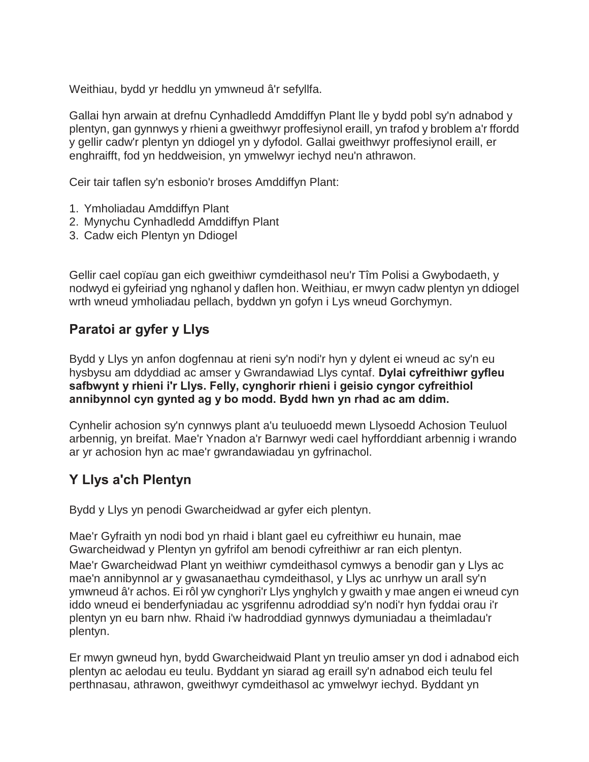Weithiau, bydd yr heddlu yn ymwneud â'r sefyllfa.

Gallai hyn arwain at drefnu Cynhadledd Amddiffyn Plant lle y bydd pobl sy'n adnabod y plentyn, gan gynnwys y rhieni a gweithwyr proffesiynol eraill, yn trafod y broblem a'r ffordd y gellir cadw'r plentyn yn ddiogel yn y dyfodol. Gallai gweithwyr proffesiynol eraill, er enghraifft, fod yn heddweision, yn ymwelwyr iechyd neu'n athrawon.

Ceir tair taflen sy'n esbonio'r broses Amddiffyn Plant:

1. Ymholiadau Amddiffyn Plant
2. Mynychu Cynhadledd Amddiffyn Plant
3. Cadw eich Plentyn yn Ddiogel

Gellir cael copïau gan eich gweithiwr cymdeithasol neu'r Tîm Polisi a Gwybodaeth, y nodwyd ei gyfeiriad yng nghanol y daflen hon. Weithiau, er mwyn cadw plentyn yn ddiogel wrth wneud ymholiadau pellach, byddwn yn gofyn i Lys wneud Gorchymyn.

## Paratoi ar gyfer y Llys

Bydd y Llys yn anfon dogfennau at rieni sy'n nodi'r hyn y dylent ei wneud ac sy'n eu hysbysu am ddyddiad ac amser y Gwrandawiad Llys cyntaf. **Dylai cyfreithiwr gyfleu safbwynt y rhieni i'r Llys. Felly, cynghorir rhieni i geisio cyngor cyfreithiol annibynnol cyn gynted ag y bo modd. Bydd hwn yn rhad ac am ddim.**

Cynhelir achosion sy'n cynnwys plant a'u teuluoedd mewn Llysoedd Achosion Teuluol arbennig, yn breifat. Mae'r Ynadon a'r Barnwyr wedi cael hyfforddiant arbennig i wrando ar yr achosion hyn ac mae'r gwrandawiadau yn gyfrinachol.

## Y Llys a'ch Plentyn

Bydd y Llys yn penodi Gwarcheidwad ar gyfer eich plentyn.

Mae'r Gyfraith yn nodi bod yn rhaid i blant gael eu cyfreithiwr eu hunain, mae Gwarcheidwad y Plentyn yn gyfrifol am benodi cyfreithiwr ar ran eich plentyn.
Mae'r Gwarcheidwad Plant yn weithiwr cymdeithasol cymwys a benodir gan y Llys ac mae'n annibynnol ar y gwasanaethau cymdeithasol, y Llys ac unrhyw un arall sy'n ymwneud â'r achos. Ei rôl yw cynghori'r Llys ynghylch y gwaith y mae angen ei wneud cyn iddo wneud ei benderfyniadau ac ysgrifennu adroddiad sy'n nodi'r hyn fyddai orau i'r plentyn yn eu barn nhw. Rhaid i'w hadroddiad gynnwys dymuniadau a theimladau'r plentyn.

Er mwyn gwneud hyn, bydd Gwarcheidwaid Plant yn treulio amser yn dod i adnabod eich plentyn ac aelodau eu teulu. Byddant yn siarad ag eraill sy'n adnabod eich teulu fel perthnasau, athrawon, gweithwyr cymdeithasol ac ymwelwyr iechyd. Byddant yn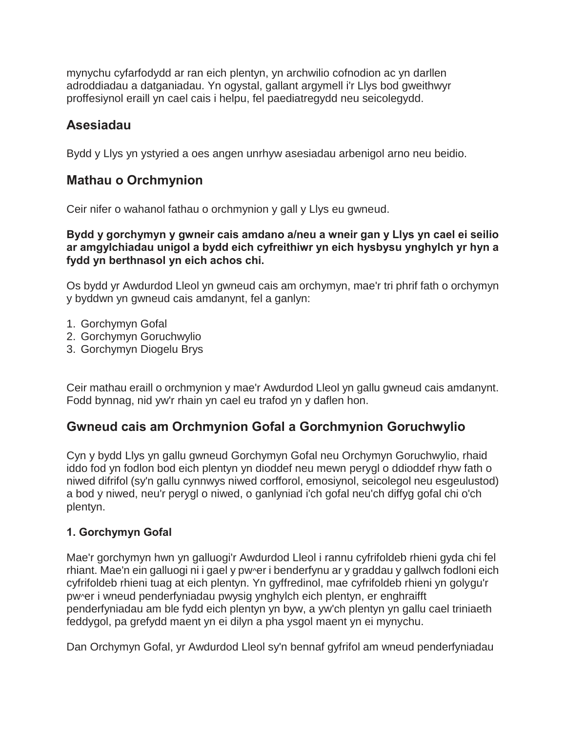mynychu cyfarfodydd ar ran eich plentyn, yn archwilio cofnodion ac yn darllen adroddiadau a datganiadau. Yn ogystal, gallant argymell i'r Llys bod gweithwyr proffesiynol eraill yn cael cais i helpu, fel paediatregydd neu seicolegydd.

## Asesiadau

Bydd y Llys yn ystyried a oes angen unrhyw asesiadau arbenigol arno neu beidio.

## Mathau o Orchmynion

Ceir nifer o wahanol fathau o orchmynion y gall y Llys eu gwneud.

**Bydd y gorchymyn y gwneir cais amdano a/neu a wneir gan y Llys yn cael ei seilio ar amgylchiadau unigol a bydd eich cyfreithiwr yn eich hysbysu ynghylch yr hyn a fydd yn berthnasol yn eich achos chi.**

Os bydd yr Awdurdod Lleol yn gwneud cais am orchymyn, mae'r tri phrif fath o orchymyn y byddwn yn gwneud cais amdanynt, fel a ganlyn:

1. Gorchymyn Gofal
2. Gorchymyn Goruchwylio
3. Gorchymyn Diogelu Brys

Ceir mathau eraill o orchmynion y mae'r Awdurdod Lleol yn gallu gwneud cais amdanynt. Fodd bynnag, nid yw'r rhain yn cael eu trafod yn y daflen hon.

## Gwneud cais am Orchmynion Gofal a Gorchmynion Goruchwylio

Cyn y bydd Llys yn gallu gwneud Gorchymyn Gofal neu Orchymyn Goruchwylio, rhaid iddo fod yn fodlon bod eich plentyn yn dioddef neu mewn perygl o ddioddef rhyw fath o niwed difrifol (sy'n gallu cynnwys niwed corfforol, emosiynol, seicolegol neu esgeulustod) a bod y niwed, neu'r perygl o niwed, o ganlyniad i'ch gofal neu'ch diffyg gofal chi o'ch plentyn.

### 1. Gorchymyn Gofal

Mae'r gorchymyn hwn yn galluogi'r Awdurdod Lleol i rannu cyfrifoldeb rhieni gyda chi fel rhiant. Mae'n ein galluogi ni i gael y pw^er i benderfynu ar y graddau y gallwch fodloni eich cyfrifoldeb rhieni tuag at eich plentyn. Yn gyffredinol, mae cyfrifoldeb rhieni yn golygu'r pw^er i wneud penderfyniadau pwysig ynghylch eich plentyn, er enghraifft penderfyniadau am ble fydd eich plentyn yn byw, a yw'ch plentyn yn gallu cael triniaeth feddygol, pa grefydd maent yn ei dilyn a pha ysgol maent yn ei mynychu.

Dan Orchymyn Gofal, yr Awdurdod Lleol sy'n bennaf gyfrifol am wneud penderfyniadau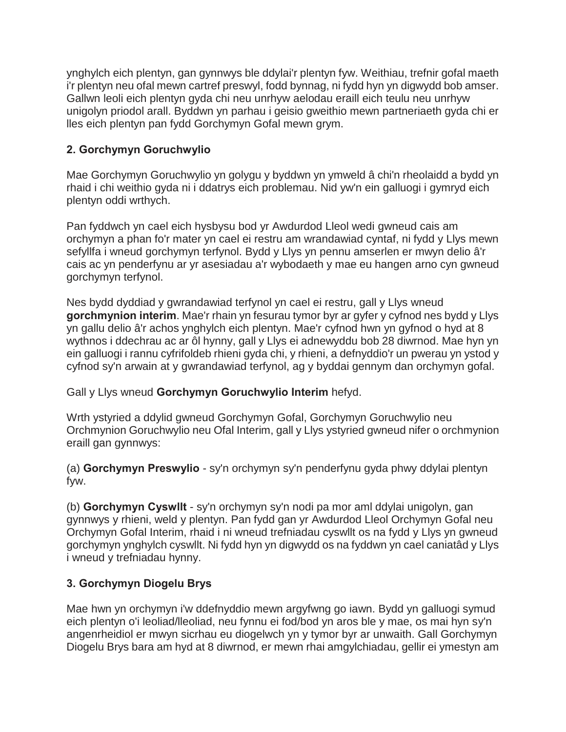ynghylch eich plentyn, gan gynnwys ble ddylai'r plentyn fyw. Weithiau, trefnir gofal maeth i'r plentyn neu ofal mewn cartref preswyl, fodd bynnag, ni fydd hyn yn digwydd bob amser. Gallwn leoli eich plentyn gyda chi neu unrhyw aelodau eraill eich teulu neu unrhyw unigolyn priodol arall. Byddwn yn parhau i geisio gweithio mewn partneriaeth gyda chi er lles eich plentyn pan fydd Gorchymyn Gofal mewn grym.

### 2. Gorchymyn Goruchwylio

Mae Gorchymyn Goruchwylio yn golygu y byddwn yn ymweld â chi'n rheolaidd a bydd yn rhaid i chi weithio gyda ni i ddatrys eich problemau. Nid yw'n ein galluogi i gymryd eich plentyn oddi wrthych.

Pan fyddwch yn cael eich hysbysu bod yr Awdurdod Lleol wedi gwneud cais am orchymyn a phan fo'r mater yn cael ei restru am wrandawiad cyntaf, ni fydd y Llys mewn sefyllfa i wneud gorchymyn terfynol. Bydd y Llys yn pennu amserlen er mwyn delio â'r cais ac yn penderfynu ar yr asesiadau a'r wybodaeth y mae eu hangen arno cyn gwneud gorchymyn terfynol.

Nes bydd dyddiad y gwrandawiad terfynol yn cael ei restru, gall y Llys wneud **gorchmynion interim**. Mae'r rhain yn fesurau tymor byr ar gyfer y cyfnod nes bydd y Llys yn gallu delio â'r achos ynghylch eich plentyn. Mae'r cyfnod hwn yn gyfnod o hyd at 8 wythnos i ddechrau ac ar ôl hynny, gall y Llys ei adnewyddu bob 28 diwrnod. Mae hyn yn ein galluogi i rannu cyfrifoldeb rhieni gyda chi, y rhieni, a defnyddio'r un pwerau yn ystod y cyfnod sy'n arwain at y gwrandawiad terfynol, ag y byddai gennym dan orchymyn gofal.

Gall y Llys wneud **Gorchymyn Goruchwylio Interim** hefyd.

Wrth ystyried a ddylid gwneud Gorchymyn Gofal, Gorchymyn Goruchwylio neu Orchmynion Goruchwylio neu Ofal Interim, gall y Llys ystyried gwneud nifer o orchmynion eraill gan gynnwys:

(a) **Gorchymyn Preswylio** - sy'n orchymyn sy'n penderfynu gyda phwy ddylai plentyn fyw.

(b) **Gorchymyn Cyswllt** - sy'n orchymyn sy'n nodi pa mor aml ddylai unigolyn, gan gynnwys y rhieni, weld y plentyn. Pan fydd gan yr Awdurdod Lleol Orchymyn Gofal neu Orchymyn Gofal Interim, rhaid i ni wneud trefniadau cyswllt os na fydd y Llys yn gwneud gorchymyn ynghylch cyswllt. Ni fydd hyn yn digwydd os na fyddwn yn cael caniatâd y Llys i wneud y trefniadau hynny.

### 3. Gorchymyn Diogelu Brys

Mae hwn yn orchymyn i'w ddefnyddio mewn argyfwng go iawn. Bydd yn galluogi symud eich plentyn o'i leoliad/lleoliad, neu fynnu ei fod/bod yn aros ble y mae, os mai hyn sy'n angenrheidiol er mwyn sicrhau eu diogelwch yn y tymor byr ar unwaith. Gall Gorchymyn Diogelu Brys bara am hyd at 8 diwrnod, er mewn rhai amgylchiadau, gellir ei ymestyn am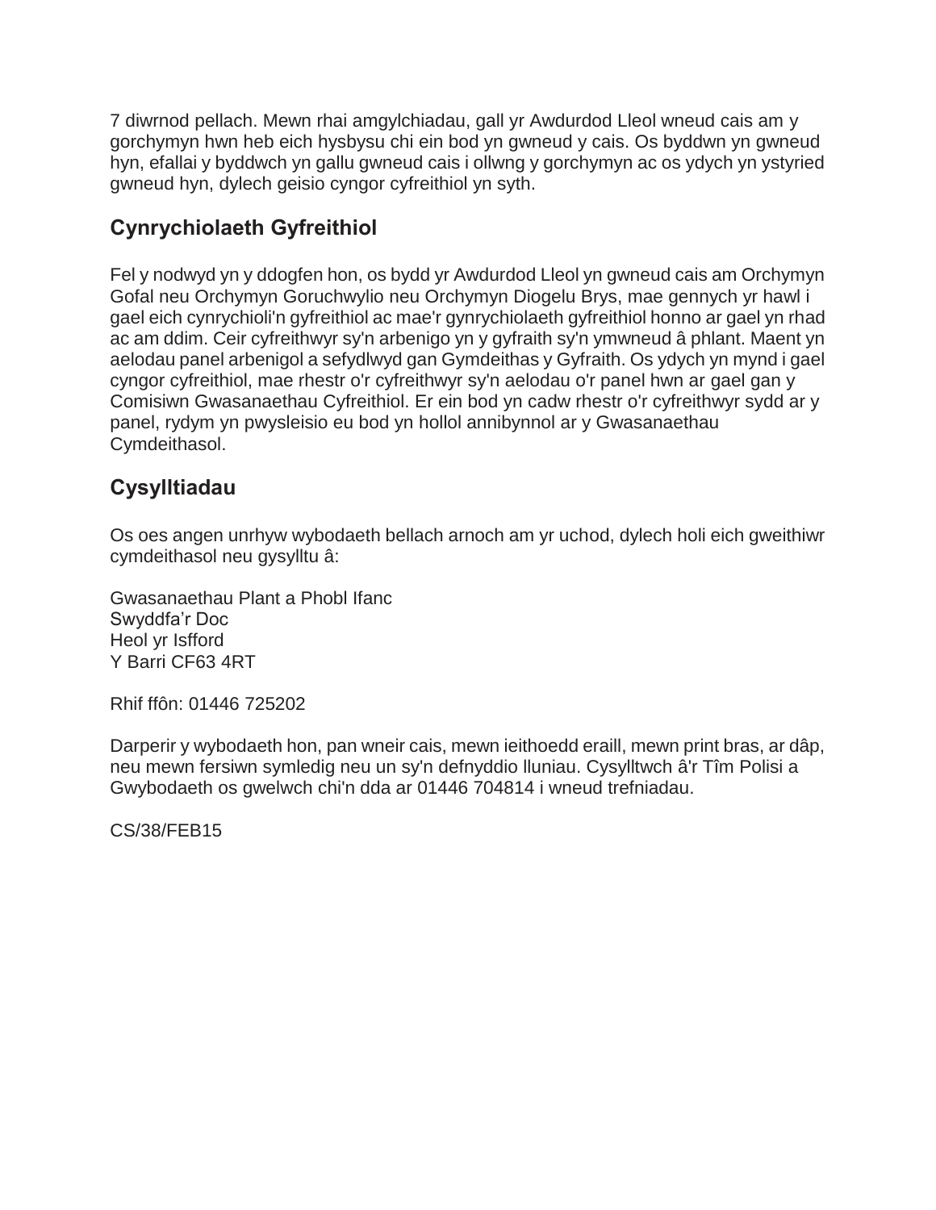7 diwrnod pellach. Mewn rhai amgylchiadau, gall yr Awdurdod Lleol wneud cais am y gorchymyn hwn heb eich hysbysu chi ein bod yn gwneud y cais. Os byddwn yn gwneud hyn, efallai y byddwch yn gallu gwneud cais i ollwng y gorchymyn ac os ydych yn ystyried gwneud hyn, dylech geisio cyngor cyfreithiol yn syth.

## Cynrychiolaeth Gyfreithiol

Fel y nodwyd yn y ddogfen hon, os bydd yr Awdurdod Lleol yn gwneud cais am Orchymyn Gofal neu Orchymyn Goruchwylio neu Orchymyn Diogelu Brys, mae gennych yr hawl i gael eich cynrychioli'n gyfreithiol ac mae'r gynrychiolaeth gyfreithiol honno ar gael yn rhad ac am ddim. Ceir cyfreithwyr sy'n arbenigo yn y gyfraith sy'n ymwneud â phlant. Maent yn aelodau panel arbenigol a sefydlwyd gan Gymdeithas y Gyfraith. Os ydych yn mynd i gael cyngor cyfreithiol, mae rhestr o'r cyfreithwyr sy'n aelodau o'r panel hwn ar gael gan y Comisiwn Gwasanaethau Cyfreithiol. Er ein bod yn cadw rhestr o'r cyfreithwyr sydd ar y panel, rydym yn pwysleisio eu bod yn hollol annibynnol ar y Gwasanaethau Cymdeithasol.

## Cysylltiadau

Os oes angen unrhyw wybodaeth bellach arnoch am yr uchod, dylech holi eich gweithiwr cymdeithasol neu gysylltu â:

Gwasanaethau Plant a Phobl Ifanc
Swyddfa'r Doc
Heol yr Isfford
Y Barri CF63 4RT

Rhif ffôn: 01446 725202

Darperir y wybodaeth hon, pan wneir cais, mewn ieithoedd eraill, mewn print bras, ar dâp, neu mewn fersiwn symledig neu un sy'n defnyddio lluniau. Cysylltwch â'r Tîm Polisi a Gwybodaeth os gwelwch chi'n dda ar 01446 704814 i wneud trefniadau.

CS/38/FEB15